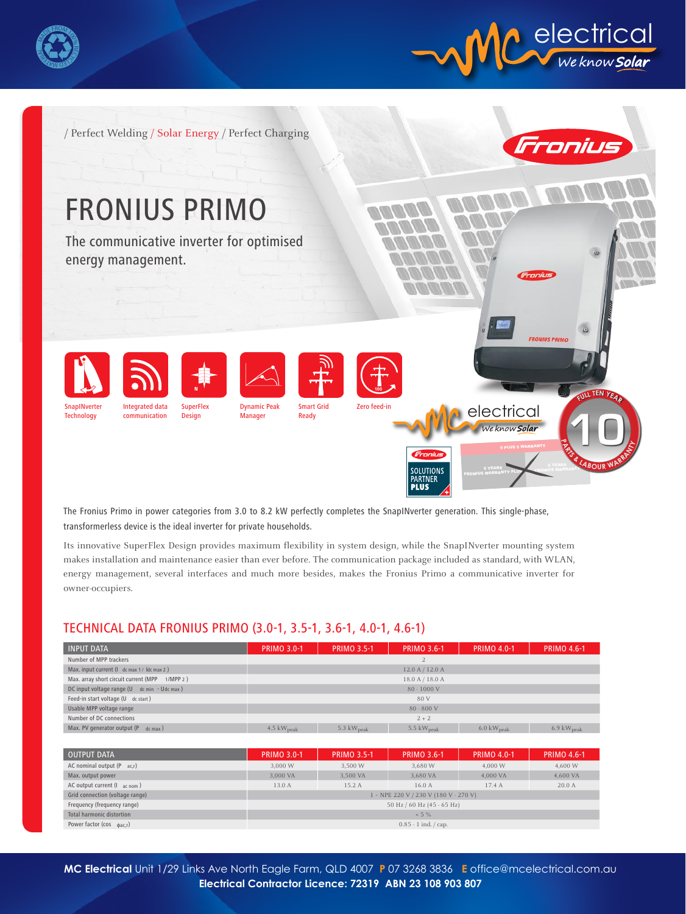/ Perfect Welding / Solar Energy / Perfect Charging

# FRONIUS PRIMO

The communicative inverter for optimised energy management.

SnapINverter Technology | Integrated data communication | SuperFlex Design | Dynamic Peak Manager | Smart Grid Ready | Zero feed-in

The Fronius Primo in power categories from 3.0 to 8.2 kW perfectly completes the SnapINverter generation. This single-phase, transformerless device is the ideal inverter for private households.

Its innovative SuperFlex Design provides maximum flexibility in system design, while the SnapINverter mounting system makes installation and maintenance easier than ever before. The communication package included as standard, with WLAN, energy management, several interfaces and much more besides, makes the Fronius Primo a communicative inverter for owner-occupiers.

## TECHNICAL DATA FRONIUS PRIMO (3.0-1, 3.5-1, 3.6-1, 4.0-1, 4.6-1)

| INPUT DATA | PRIMO 3.0-1 | PRIMO 3.5-1 | PRIMO 3.6-1 | PRIMO 4.0-1 | PRIMO 4.6-1 |
|---|---|---|---|---|---|
| Number of MPP trackers | 2 | | | | |
| Max. input current ($I_{dc\ max\ 1}$ / $I_{dc\ max\ 2}$) | 12.0 A / 12.0 A | | | | |
| Max. array short circuit current (MPP 1/MPP 2) | 18.0 A / 18.0 A | | | | |
| DC input voltage range ($U_{dc\ min}$ - $U_{dc\ max}$) | 80 - 1000 V | | | | |
| Feed-in start voltage ($U_{dc\ start}$) | 80 V | | | | |
| Usable MPP voltage range | 80 - 800 V | | | | |
| Number of DC connections | 2 + 2 | | | | |
| Max. PV generator output ($P_{dc\ max}$) | 4.5 $kW_{peak}$ | 5.3 $kW_{peak}$ | 5.5 $kW_{peak}$ | 6.0 $kW_{peak}$ | 6.9 $kW_{peak}$ |

| OUTPUT DATA | PRIMO 3.0-1 | PRIMO 3.5-1 | PRIMO 3.6-1 | PRIMO 4.0-1 | PRIMO 4.6-1 |
|---|---|---|---|---|---|
| AC nominal output ($P_{ac,r}$) | 3,000 W | 3,500 W | 3,680 W | 4,000 W | 4,600 W |
| Max. output power | 3,000 VA | 3,500 VA | 3,680 VA | 4,000 VA | 4,600 VA |
| AC output current ($I_{ac\ nom}$) | 13.0 A | 15.2 A | 16.0 A | 17.4 A | 20.0 A |
| Grid connection (voltage range) | 1 - NPE 220 V / 230 V (180 V - 270 V) | | | | |
| Frequency (frequency range) | 50 Hz / 60 Hz (45 - 65 Hz) | | | | |
| Total harmonic distortion | < 5 % | | | | |
| Power factor ($\cos \varphi_{ac,r}$) | 0.85 - 1 ind. / cap. | | | | |

**MC Electrical** Unit 1/29 Links Ave North Eagle Farm, QLD 4007 **P** 07 3268 3836 **E** office@mcelectrical.com.au
**Electrical Contractor Licence: 72319 ABN 23 108 903 807**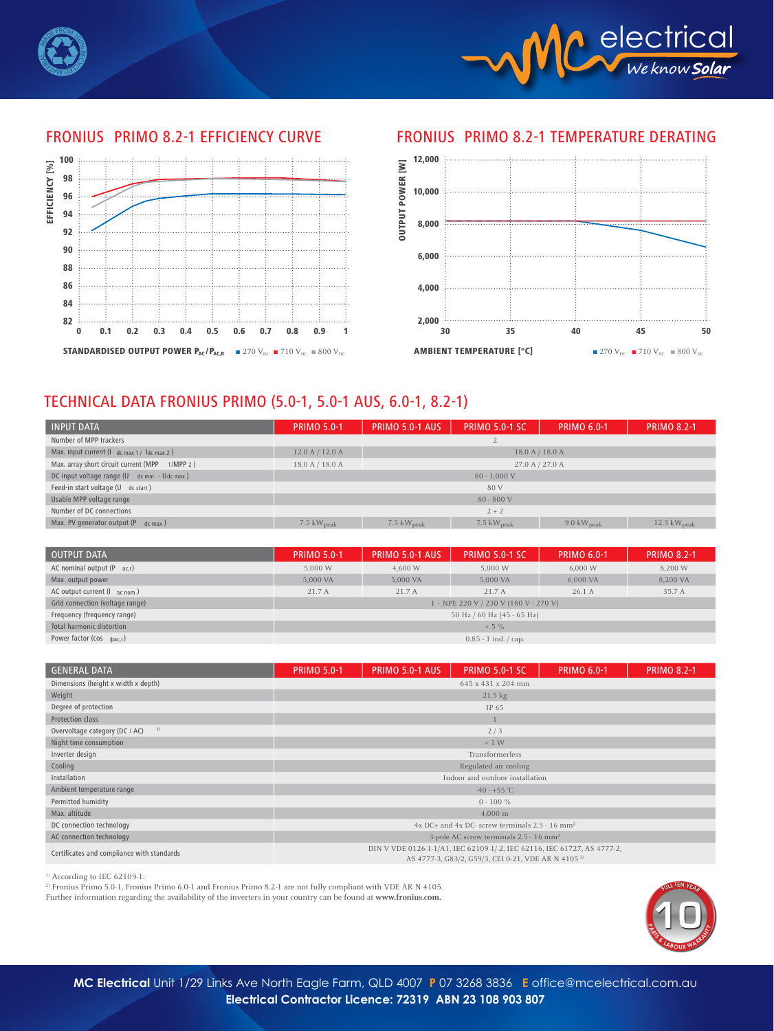## FRONIUS PRIMO 8.2-1 EFFICIENCY CURVE

EFFICIENCY [%]

100
98
96
94
92
90
88
86
84
82

0 0.1 0.2 0.3 0.4 0.5 0.6 0.7 0.8 0.9 1

STANDARDISED OUTPUT POWER $P_{AC}/P_{AC,R}$ ■ 270 $V_{DC}$ ■ 710 $V_{DC}$ ■ 800 $V_{DC}$

## FRONIUS PRIMO 8.2-1 TEMPERATURE DERATING

OUTPUT POWER [W]

12,000
10,000
8,000
6,000
4,000
2,000

30 35 40 45 50

AMBIENT TEMPERATURE [°C] ■ 270 $V_{DC}$ ■ 710 $V_{DC}$ ■ 800 $V_{DC}$

## TECHNICAL DATA FRONIUS PRIMO (5.0-1, 5.0-1 AUS, 6.0-1, 8.2-1)

| INPUT DATA | PRIMO 5.0-1 | PRIMO 5.0-1 AUS | PRIMO 5.0-1 SC | PRIMO 6.0-1 | PRIMO 8.2-1 |
|---|---|---|---|---|---|
| Number of MPP trackers | 2 | | | | |
| Max. input current ($I_{dc\ max\ 1}$ / $I_{dc\ max\ 2}$) | 12.0 A / 12.0 A | 18.0 A / 18.0 A | | | |
| Max. array short circuit current (MPP 1/MPP 2) | 18.0 A / 18.0 A | 27.0 A / 27.0 A | | | |
| DC input voltage range ($U_{dc\ min}$ - $U_{dc\ max}$) | 80 - 1,000 V | | | | |
| Feed-in start voltage ($U_{dc\ start}$) | 80 V | | | | |
| Usable MPP voltage range | 80 - 800 V | | | | |
| Number of DC connections | 2 + 2 | | | | |
| Max. PV generator output ($P_{dc\ max}$) | 7.5 $kW_{peak}$ | 7.5 $kW_{peak}$ | 7.5 $kW_{peak}$ | 9.0 $kW_{peak}$ | 12.3 $kW_{peak}$ |

| OUTPUT DATA | PRIMO 5.0-1 | PRIMO 5.0-1 AUS | PRIMO 5.0-1 SC | PRIMO 6.0-1 | PRIMO 8.2-1 |
|---|---|---|---|---|---|
| AC nominal output ($P_{ac,r}$) | 5,000 W | 4,600 W | 5,000 W | 6,000 W | 8,200 W |
| Max. output power | 5,000 VA | 5,000 VA | 5,000 VA | 6,000 VA | 8,200 VA |
| AC output current ($I_{ac\ nom}$) | 21.7 A | 21.7 A | 21.7 A | 26.1 A | 35.7 A |
| Grid connection (voltage range) | 1 - NPE 220 V / 230 V (180 V - 270 V) | | | | |
| Frequency (frequency range) | 50 Hz / 60 Hz (45 - 65 Hz) | | | | |
| Total harmonic distortion | < 5 % | | | | |
| Power factor (cos $\phi_{ac,r}$) | 0.85 - 1 ind. / cap. | | | | |

| GENERAL DATA | PRIMO 5.0-1 | PRIMO 5.0-1 AUS | PRIMO 5.0-1 SC | PRIMO 6.0-1 | PRIMO 8.2-1 |
|---|---|---|---|---|---|
| Dimensions (height x width x depth) | 645 x 431 x 204 mm | | | | |
| Weight | 21.5 kg | | | | |
| Degree of protection | IP 65 | | | | |
| Protection class | 1 | | | | |
| Overvoltage category (DC / AC) [1] | 2 / 3 | | | | |
| Night time consumption | < 1 W | | | | |
| Inverter design | Transformerless | | | | |
| Cooling | Regulated air cooling | | | | |
| Installation | Indoor and outdoor installation | | | | |
| Ambient temperature range | -40 - +55 °C | | | | |
| Permitted humidity | 0 - 100 % | | | | |
| Max. altitude | 4,000 m | | | | |
| DC connection technology | 4x DC+ and 4x DC- screw terminals 2.5 - 16 mm² | | | | |
| AC connection technology | 3-pole AC screw terminals 2.5 - 16 mm² | | | | |
| Certificates and compliance with standards | DIN V VDE 0126-1-1/A1, IEC 62109-1/-2, IEC 62116, IEC 61727, AS 4777-2, AS 4777-3, G83/2, G59/3, CEI 0-21, VDE AR N 4105 [2] | | | | |

[1] According to IEC 62109-1.
[2] Fronius Primo 5.0-1, Fronius Primo 6.0-1 and Fronius Primo 8.2-1 are not fully compliant with VDE AR N 4105.
Further information regarding the availability of the inverters in your country can be found at **www.fronius.com.**

**MC Electrical** Unit 1/29 Links Ave North Eagle Farm, QLD 4007 **P** 07 3268 3836 **E** office@mcelectrical.com.au
**Electrical Contractor Licence: 72319 ABN 23 108 903 807**